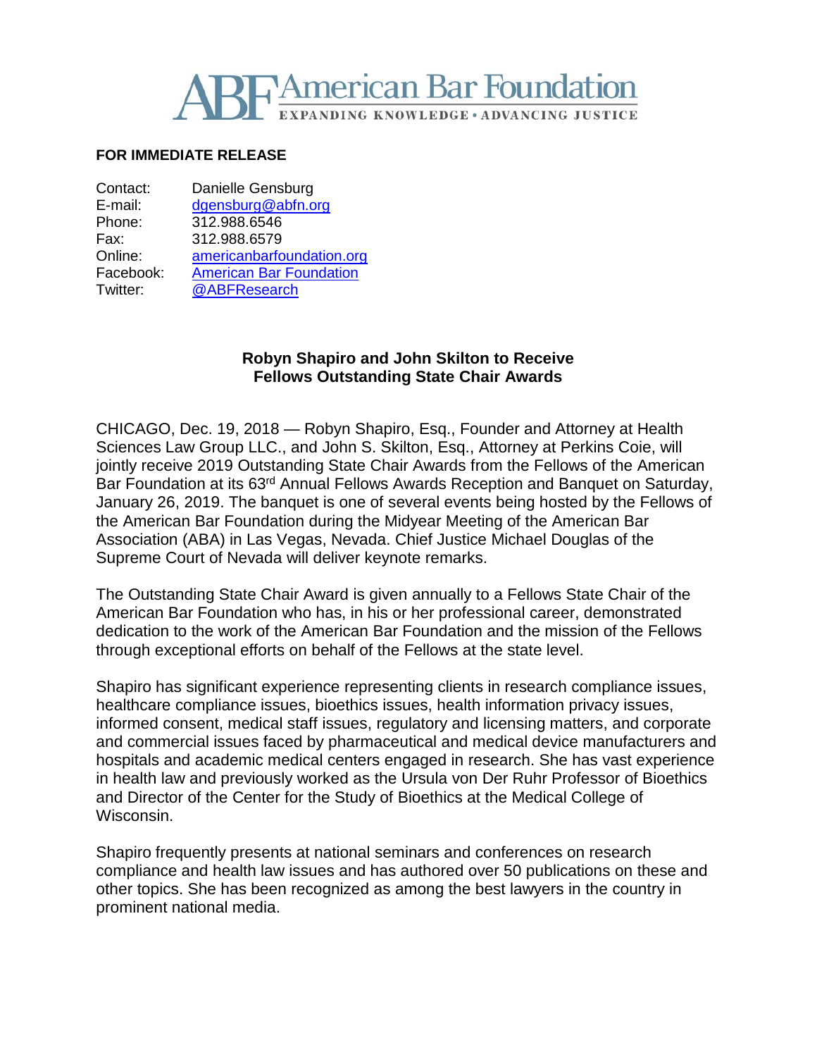**ABF American Bar Foundation**
EXPANDING KNOWLEDGE • ADVANCING JUSTICE

**FOR IMMEDIATE RELEASE**

| | |
|---|---|
| Contact: | Danielle Gensburg |
| E-mail: | dgensburg@abfn.org |
| Phone: | 312.988.6546 |
| Fax: | 312.988.6579 |
| Online: | americanbarfoundation.org |
| Facebook: | American Bar Foundation |
| Twitter: | @ABFResearch |

**Robyn Shapiro and John Skilton to Receive Fellows Outstanding State Chair Awards**

CHICAGO, Dec. 19, 2018 — Robyn Shapiro, Esq., Founder and Attorney at Health Sciences Law Group LLC., and John S. Skilton, Esq., Attorney at Perkins Coie, will jointly receive 2019 Outstanding State Chair Awards from the Fellows of the American Bar Foundation at its 63rd Annual Fellows Awards Reception and Banquet on Saturday, January 26, 2019. The banquet is one of several events being hosted by the Fellows of the American Bar Foundation during the Midyear Meeting of the American Bar Association (ABA) in Las Vegas, Nevada. Chief Justice Michael Douglas of the Supreme Court of Nevada will deliver keynote remarks.

The Outstanding State Chair Award is given annually to a Fellows State Chair of the American Bar Foundation who has, in his or her professional career, demonstrated dedication to the work of the American Bar Foundation and the mission of the Fellows through exceptional efforts on behalf of the Fellows at the state level.

Shapiro has significant experience representing clients in research compliance issues, healthcare compliance issues, bioethics issues, health information privacy issues, informed consent, medical staff issues, regulatory and licensing matters, and corporate and commercial issues faced by pharmaceutical and medical device manufacturers and hospitals and academic medical centers engaged in research. She has vast experience in health law and previously worked as the Ursula von Der Ruhr Professor of Bioethics and Director of the Center for the Study of Bioethics at the Medical College of Wisconsin.

Shapiro frequently presents at national seminars and conferences on research compliance and health law issues and has authored over 50 publications on these and other topics. She has been recognized as among the best lawyers in the country in prominent national media.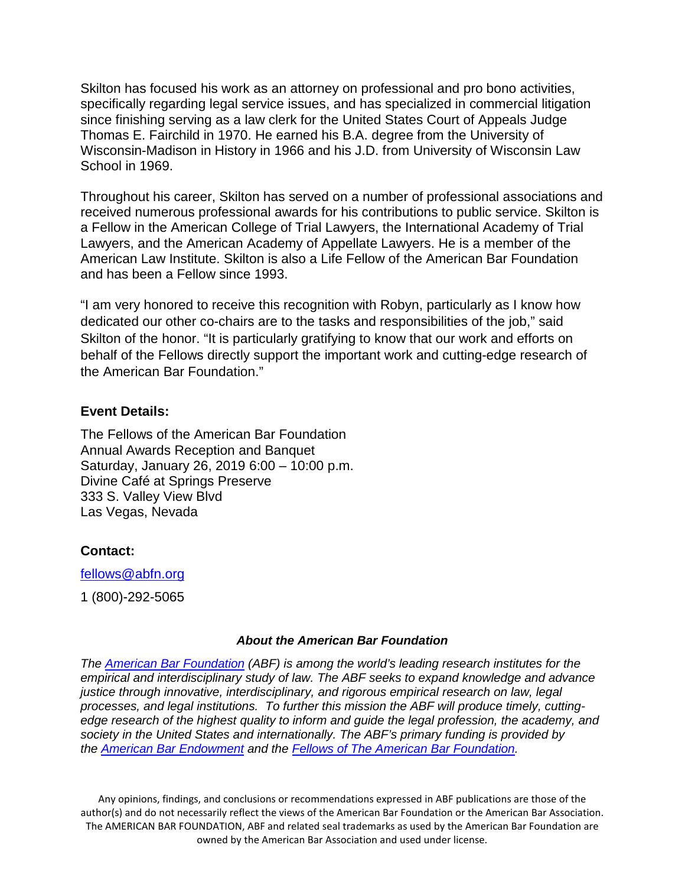Skilton has focused his work as an attorney on professional and pro bono activities, specifically regarding legal service issues, and has specialized in commercial litigation since finishing serving as a law clerk for the United States Court of Appeals Judge Thomas E. Fairchild in 1970. He earned his B.A. degree from the University of Wisconsin-Madison in History in 1966 and his J.D. from University of Wisconsin Law School in 1969.

Throughout his career, Skilton has served on a number of professional associations and received numerous professional awards for his contributions to public service. Skilton is a Fellow in the American College of Trial Lawyers, the International Academy of Trial Lawyers, and the American Academy of Appellate Lawyers. He is a member of the American Law Institute. Skilton is also a Life Fellow of the American Bar Foundation and has been a Fellow since 1993.

"I am very honored to receive this recognition with Robyn, particularly as I know how dedicated our other co-chairs are to the tasks and responsibilities of the job," said Skilton of the honor. "It is particularly gratifying to know that our work and efforts on behalf of the Fellows directly support the important work and cutting-edge research of the American Bar Foundation."

**Event Details:**

The Fellows of the American Bar Foundation
Annual Awards Reception and Banquet
Saturday, January 26, 2019 6:00 – 10:00 p.m.
Divine Café at Springs Preserve
333 S. Valley View Blvd
Las Vegas, Nevada

**Contact:**

fellows@abfn.org

1 (800)-292-5065

***About the American Bar Foundation***

*The American Bar Foundation (ABF) is among the world's leading research institutes for the empirical and interdisciplinary study of law. The ABF seeks to expand knowledge and advance justice through innovative, interdisciplinary, and rigorous empirical research on law, legal processes, and legal institutions. To further this mission the ABF will produce timely, cutting-edge research of the highest quality to inform and guide the legal profession, the academy, and society in the United States and internationally. The ABF's primary funding is provided by the American Bar Endowment and the Fellows of The American Bar Foundation.*

Any opinions, findings, and conclusions or recommendations expressed in ABF publications are those of the author(s) and do not necessarily reflect the views of the American Bar Foundation or the American Bar Association. The AMERICAN BAR FOUNDATION, ABF and related seal trademarks as used by the American Bar Foundation are owned by the American Bar Association and used under license.